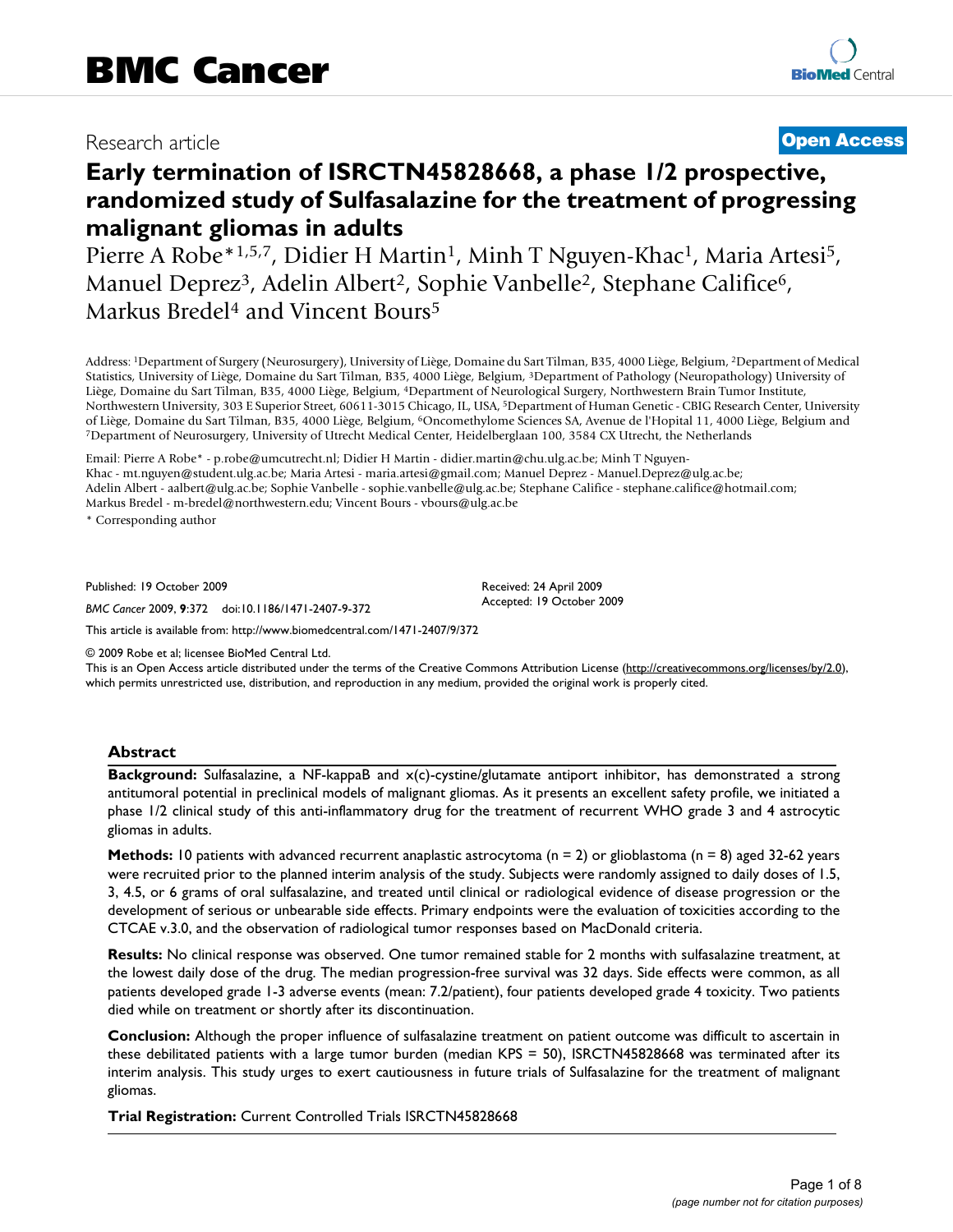BMC Cancer

Research article

**Open Access**

# Early termination of ISRCTN45828668, a phase 1/2 prospective, randomized study of Sulfasalazine for the treatment of progressing malignant gliomas in adults

Pierre A Robe*[1,5,7], Didier H Martin[1], Minh T Nguyen-Khac[1], Maria Artesi[5], Manuel Deprez[3], Adelin Albert[2], Sophie Vanbelle[2], Stephane Califice[6], Markus Bredel[4] and Vincent Bours[5]

Address: [1]Department of Surgery (Neurosurgery), University of Liège, Domaine du Sart Tilman, B35, 4000 Liège, Belgium, [2]Department of Medical Statistics, University of Liège, Domaine du Sart Tilman, B35, 4000 Liège, Belgium, [3]Department of Pathology (Neuropathology) University of Liège, Domaine du Sart Tilman, B35, 4000 Liège, Belgium, [4]Department of Neurological Surgery, Northwestern Brain Tumor Institute, Northwestern University, 303 E Superior Street, 60611-3015 Chicago, IL, USA, [5]Department of Human Genetic - CBIG Research Center, University of Liège, Domaine du Sart Tilman, B35, 4000 Liège, Belgium, [6]Oncomethylome Sciences SA, Avenue de l'Hopital 11, 4000 Liège, Belgium and [7]Department of Neurosurgery, University of Utrecht Medical Center, Heidelberglaan 100, 3584 CX Utrecht, the Netherlands

Email: Pierre A Robe* - p.robe@umcutrecht.nl; Didier H Martin - didier.martin@chu.ulg.ac.be; Minh T Nguyen-Khac - mt.nguyen@student.ulg.ac.be; Maria Artesi - maria.artesi@gmail.com; Manuel Deprez - Manuel.Deprez@ulg.ac.be; Adelin Albert - aalbert@ulg.ac.be; Sophie Vanbelle - sophie.vanbelle@ulg.ac.be; Stephane Califice - stephane.califice@hotmail.com; Markus Bredel - m-bredel@northwestern.edu; Vincent Bours - vbours@ulg.ac.be

\* Corresponding author

Published: 19 October 2009

*BMC Cancer* 2009, **9**:372 doi:10.1186/1471-2407-9-372

Received: 24 April 2009
Accepted: 19 October 2009

This article is available from: http://www.biomedcentral.com/1471-2407/9/372

© 2009 Robe et al; licensee BioMed Central Ltd.
This is an Open Access article distributed under the terms of the Creative Commons Attribution License (http://creativecommons.org/licenses/by/2.0), which permits unrestricted use, distribution, and reproduction in any medium, provided the original work is properly cited.

## Abstract

**Background:** Sulfasalazine, a NF-kappaB and x(c)-cystine/glutamate antiport inhibitor, has demonstrated a strong antitumoral potential in preclinical models of malignant gliomas. As it presents an excellent safety profile, we initiated a phase 1/2 clinical study of this anti-inflammatory drug for the treatment of recurrent WHO grade 3 and 4 astrocytic gliomas in adults.

**Methods:** 10 patients with advanced recurrent anaplastic astrocytoma (n = 2) or glioblastoma (n = 8) aged 32-62 years were recruited prior to the planned interim analysis of the study. Subjects were randomly assigned to daily doses of 1.5, 3, 4.5, or 6 grams of oral sulfasalazine, and treated until clinical or radiological evidence of disease progression or the development of serious or unbearable side effects. Primary endpoints were the evaluation of toxicities according to the CTCAE v.3.0, and the observation of radiological tumor responses based on MacDonald criteria.

**Results:** No clinical response was observed. One tumor remained stable for 2 months with sulfasalazine treatment, at the lowest daily dose of the drug. The median progression-free survival was 32 days. Side effects were common, as all patients developed grade 1-3 adverse events (mean: 7.2/patient), four patients developed grade 4 toxicity. Two patients died while on treatment or shortly after its discontinuation.

**Conclusion:** Although the proper influence of sulfasalazine treatment on patient outcome was difficult to ascertain in these debilitated patients with a large tumor burden (median KPS = 50), ISRCTN45828668 was terminated after its interim analysis. This study urges to exert cautiousness in future trials of Sulfasalazine for the treatment of malignant gliomas.

**Trial Registration:** Current Controlled Trials ISRCTN45828668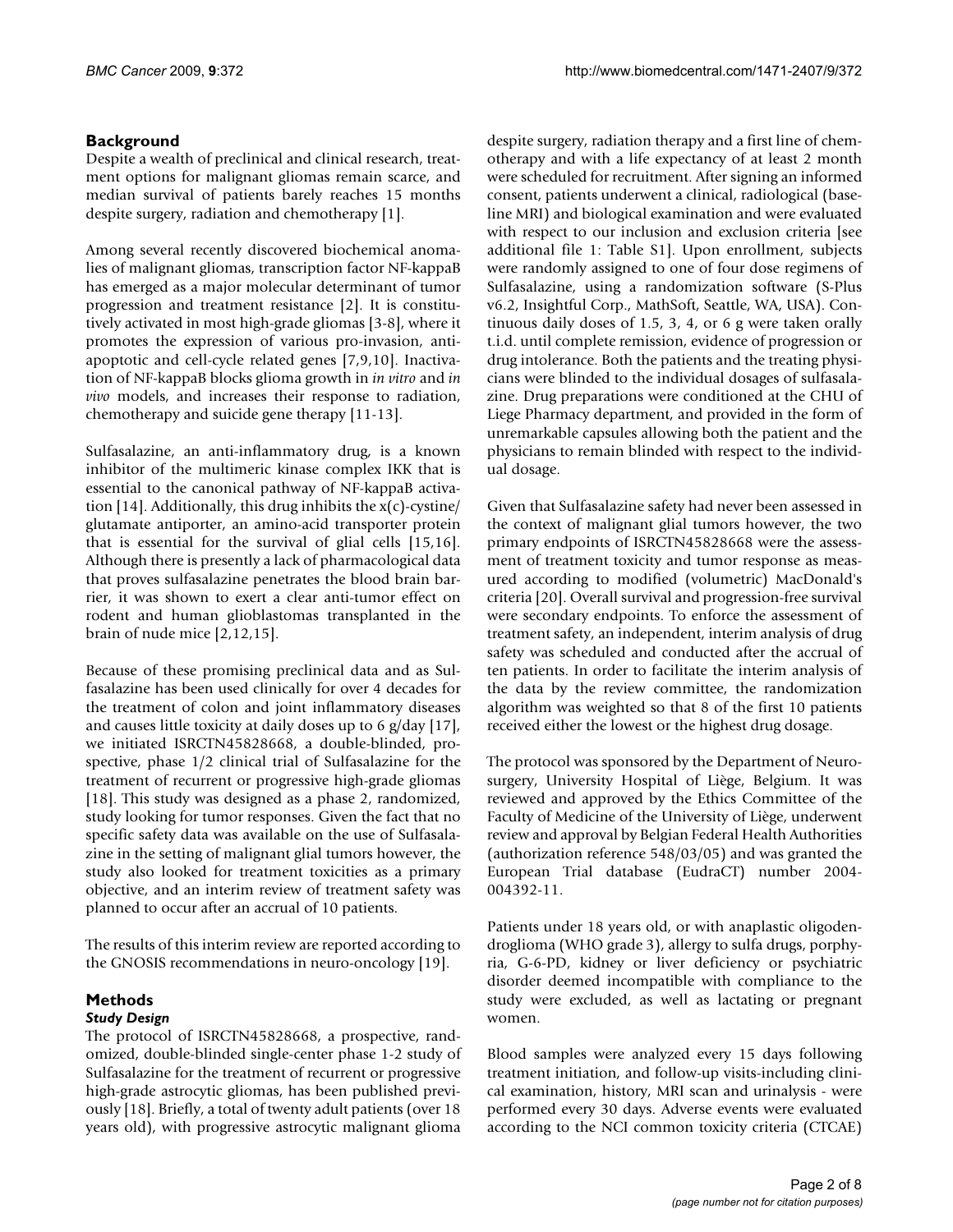## Background

Despite a wealth of preclinical and clinical research, treatment options for malignant gliomas remain scarce, and median survival of patients barely reaches 15 months despite surgery, radiation and chemotherapy [1].

Among several recently discovered biochemical anomalies of malignant gliomas, transcription factor NF-kappaB has emerged as a major molecular determinant of tumor progression and treatment resistance [2]. It is constitutively activated in most high-grade gliomas [3-8], where it promotes the expression of various pro-invasion, anti-apoptotic and cell-cycle related genes [7,9,10]. Inactivation of NF-kappaB blocks glioma growth in *in vitro* and *in vivo* models, and increases their response to radiation, chemotherapy and suicide gene therapy [11-13].

Sulfasalazine, an anti-inflammatory drug, is a known inhibitor of the multimeric kinase complex IKK that is essential to the canonical pathway of NF-kappaB activation [14]. Additionally, this drug inhibits the x(c)-cystine/glutamate antiporter, an amino-acid transporter protein that is essential for the survival of glial cells [15,16]. Although there is presently a lack of pharmacological data that proves sulfasalazine penetrates the blood brain barrier, it was shown to exert a clear anti-tumor effect on rodent and human glioblastomas transplanted in the brain of nude mice [2,12,15].

Because of these promising preclinical data and as Sulfasalazine has been used clinically for over 4 decades for the treatment of colon and joint inflammatory diseases and causes little toxicity at daily doses up to 6 g/day [17], we initiated ISRCTN45828668, a double-blinded, prospective, phase 1/2 clinical trial of Sulfasalazine for the treatment of recurrent or progressive high-grade gliomas [18]. This study was designed as a phase 2, randomized, study looking for tumor responses. Given the fact that no specific safety data was available on the use of Sulfasalazine in the setting of malignant glial tumors however, the study also looked for treatment toxicities as a primary objective, and an interim review of treatment safety was planned to occur after an accrual of 10 patients.

The results of this interim review are reported according to the GNOSIS recommendations in neuro-oncology [19].

## Methods

### *Study Design*

The protocol of ISRCTN45828668, a prospective, randomized, double-blinded single-center phase 1-2 study of Sulfasalazine for the treatment of recurrent or progressive high-grade astrocytic gliomas, has been published previously [18]. Briefly, a total of twenty adult patients (over 18 years old), with progressive astrocytic malignant glioma despite surgery, radiation therapy and a first line of chemotherapy and with a life expectancy of at least 2 month were scheduled for recruitment. After signing an informed consent, patients underwent a clinical, radiological (baseline MRI) and biological examination and were evaluated with respect to our inclusion and exclusion criteria [see additional file 1: Table S1]. Upon enrollment, subjects were randomly assigned to one of four dose regimens of Sulfasalazine, using a randomization software (S-Plus v6.2, Insightful Corp., MathSoft, Seattle, WA, USA). Continuous daily doses of 1.5, 3, 4, or 6 g were taken orally t.i.d. until complete remission, evidence of progression or drug intolerance. Both the patients and the treating physicians were blinded to the individual dosages of sulfasalazine. Drug preparations were conditioned at the CHU of Liege Pharmacy department, and provided in the form of unremarkable capsules allowing both the patient and the physicians to remain blinded with respect to the individual dosage.

Given that Sulfasalazine safety had never been assessed in the context of malignant glial tumors however, the two primary endpoints of ISRCTN45828668 were the assessment of treatment toxicity and tumor response as measured according to modified (volumetric) MacDonald's criteria [20]. Overall survival and progression-free survival were secondary endpoints. To enforce the assessment of treatment safety, an independent, interim analysis of drug safety was scheduled and conducted after the accrual of ten patients. In order to facilitate the interim analysis of the data by the review committee, the randomization algorithm was weighted so that 8 of the first 10 patients received either the lowest or the highest drug dosage.

The protocol was sponsored by the Department of Neurosurgery, University Hospital of Liège, Belgium. It was reviewed and approved by the Ethics Committee of the Faculty of Medicine of the University of Liège, underwent review and approval by Belgian Federal Health Authorities (authorization reference 548/03/05) and was granted the European Trial database (EudraCT) number 2004-004392-11.

Patients under 18 years old, or with anaplastic oligodendroglioma (WHO grade 3), allergy to sulfa drugs, porphyria, G-6-PD, kidney or liver deficiency or psychiatric disorder deemed incompatible with compliance to the study were excluded, as well as lactating or pregnant women.

Blood samples were analyzed every 15 days following treatment initiation, and follow-up visits-including clinical examination, history, MRI scan and urinalysis - were performed every 30 days. Adverse events were evaluated according to the NCI common toxicity criteria (CTCAE)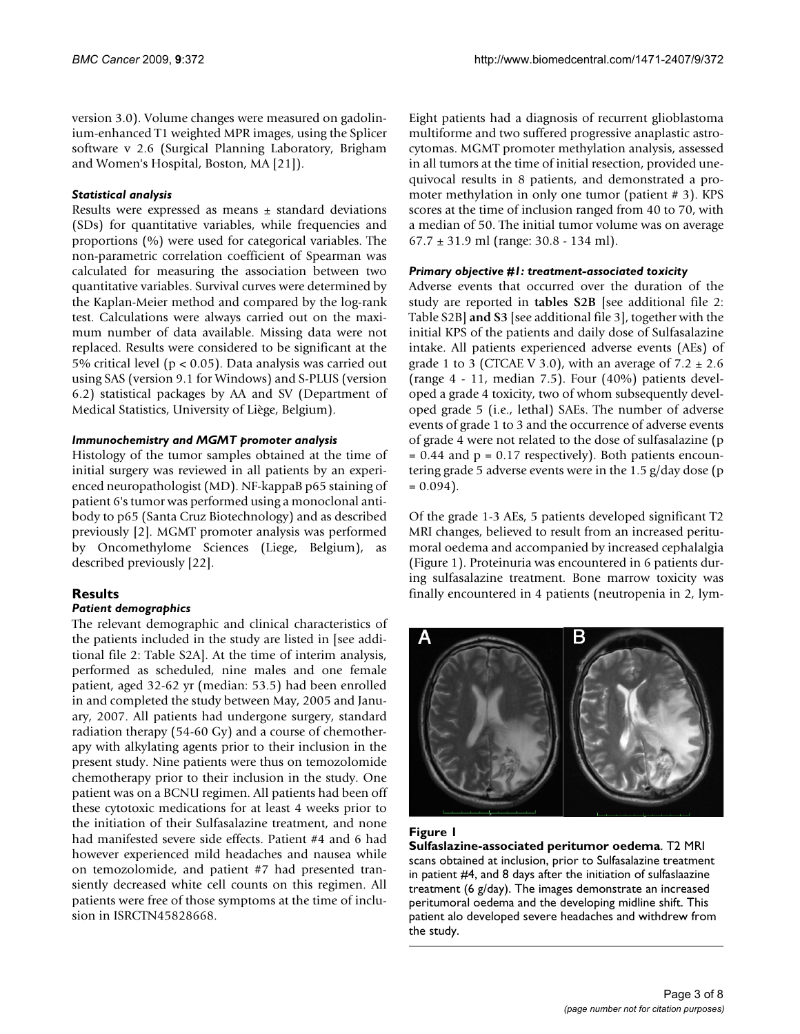version 3.0). Volume changes were measured on gadolinium-enhanced T1 weighted MPR images, using the Splicer software v 2.6 (Surgical Planning Laboratory, Brigham and Women's Hospital, Boston, MA [21]).

### *Statistical analysis*

Results were expressed as means ± standard deviations (SDs) for quantitative variables, while frequencies and proportions (%) were used for categorical variables. The non-parametric correlation coefficient of Spearman was calculated for measuring the association between two quantitative variables. Survival curves were determined by the Kaplan-Meier method and compared by the log-rank test. Calculations were always carried out on the maximum number of data available. Missing data were not replaced. Results were considered to be significant at the 5% critical level ($p < 0.05$). Data analysis was carried out using SAS (version 9.1 for Windows) and S-PLUS (version 6.2) statistical packages by AA and SV (Department of Medical Statistics, University of Liège, Belgium).

### *Immunochemistry and MGMT promoter analysis*

Histology of the tumor samples obtained at the time of initial surgery was reviewed in all patients by an experienced neuropathologist (MD). NF-kappaB p65 staining of patient 6's tumor was performed using a monoclonal antibody to p65 (Santa Cruz Biotechnology) and as described previously [2]. MGMT promoter analysis was performed by Oncomethylome Sciences (Liege, Belgium), as described previously [22].

## Results

### *Patient demographics*

The relevant demographic and clinical characteristics of the patients included in the study are listed in [see additional file 2: Table S2A]. At the time of interim analysis, performed as scheduled, nine males and one female patient, aged 32-62 yr (median: 53.5) had been enrolled in and completed the study between May, 2005 and January, 2007. All patients had undergone surgery, standard radiation therapy (54-60 Gy) and a course of chemotherapy with alkylating agents prior to their inclusion in the present study. Nine patients were thus on temozolomide chemotherapy prior to their inclusion in the study. One patient was on a BCNU regimen. All patients had been off these cytotoxic medications for at least 4 weeks prior to the initiation of their Sulfasalazine treatment, and none had manifested severe side effects. Patient #4 and 6 had however experienced mild headaches and nausea while on temozolomide, and patient #7 had presented transiently decreased white cell counts on this regimen. All patients were free of those symptoms at the time of inclusion in ISRCTN45828668.

Eight patients had a diagnosis of recurrent glioblastoma multiforme and two suffered progressive anaplastic astrocytomas. MGMT promoter methylation analysis, assessed in all tumors at the time of initial resection, provided unequivocal results in 8 patients, and demonstrated a promoter methylation in only one tumor (patient # 3). KPS scores at the time of inclusion ranged from 40 to 70, with a median of 50. The initial tumor volume was on average 67.7 ± 31.9 ml (range: 30.8 - 134 ml).

### *Primary objective #1: treatment-associated toxicity*

Adverse events that occurred over the duration of the study are reported in **tables S2B** [see additional file 2: Table S2B] **and S3** [see additional file 3], together with the initial KPS of the patients and daily dose of Sulfasalazine intake. All patients experienced adverse events (AEs) of grade 1 to 3 (CTCAE V 3.0), with an average of 7.2 ± 2.6 (range 4 - 11, median 7.5). Four (40%) patients developed a grade 4 toxicity, two of whom subsequently developed grade 5 (i.e., lethal) SAEs. The number of adverse events of grade 1 to 3 and the occurrence of adverse events of grade 4 were not related to the dose of sulfasalazine ($p = 0.44$ and $p = 0.17$ respectively). Both patients encountering grade 5 adverse events were in the 1.5 g/day dose ($p = 0.094$).

Of the grade 1-3 AEs, 5 patients developed significant T2 MRI changes, believed to result from an increased peritumoral oedema and accompanied by increased cephalalgia (Figure 1). Proteinuria was encountered in 6 patients during sulfasalazine treatment. Bone marrow toxicity was finally encountered in 4 patients (neutropenia in 2, lym-

**Figure 1**
**Sulfaslazine-associated peritumor oedema**. T2 MRI scans obtained at inclusion, prior to Sulfasalazine treatment in patient #4, and 8 days after the initiation of sulfaslaazine treatment (6 g/day). The images demonstrate an increased peritumoral oedema and the developing midline shift. This patient alo developed severe headaches and withdrew from the study.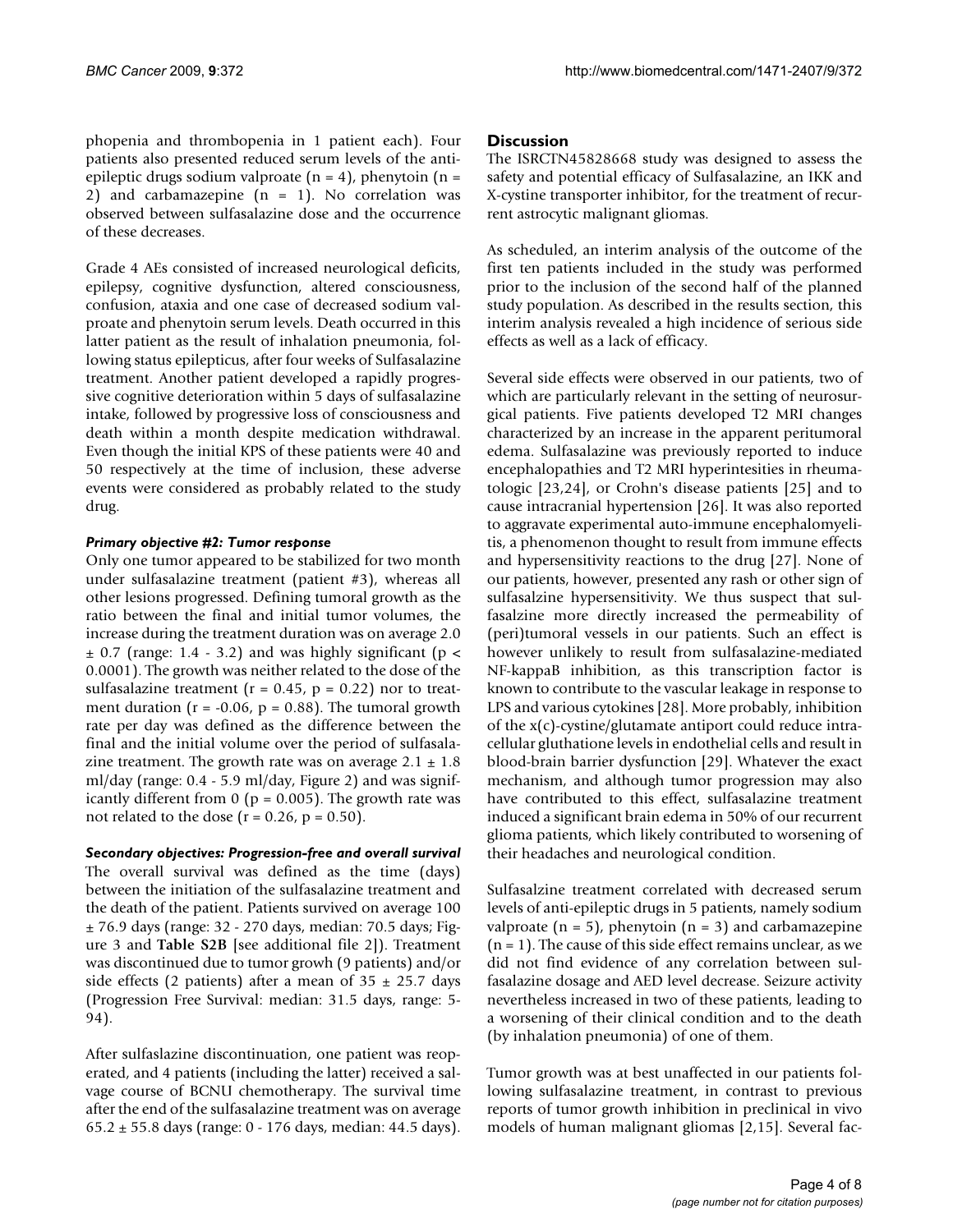phopenia and thrombopenia in 1 patient each). Four patients also presented reduced serum levels of the anti-epileptic drugs sodium valproate (n = 4), phenytoin (n = 2) and carbamazepine (n = 1). No correlation was observed between sulfasalazine dose and the occurrence of these decreases.

Grade 4 AEs consisted of increased neurological deficits, epilepsy, cognitive dysfunction, altered consciousness, confusion, ataxia and one case of decreased sodium valproate and phenytoin serum levels. Death occurred in this latter patient as the result of inhalation pneumonia, following status epilepticus, after four weeks of Sulfasalazine treatment. Another patient developed a rapidly progressive cognitive deterioration within 5 days of sulfasalazine intake, followed by progressive loss of consciousness and death within a month despite medication withdrawal. Even though the initial KPS of these patients were 40 and 50 respectively at the time of inclusion, these adverse events were considered as probably related to the study drug.

#### *Primary objective #2: Tumor response*

Only one tumor appeared to be stabilized for two month under sulfasalazine treatment (patient #3), whereas all other lesions progressed. Defining tumoral growth as the ratio between the final and initial tumor volumes, the increase during the treatment duration was on average 2.0 ± 0.7 (range: 1.4 - 3.2) and was highly significant ($p < 0.0001$). The growth was neither related to the dose of the sulfasalazine treatment ($r = 0.45$, $p = 0.22$) nor to treatment duration ($r = -0.06$, $p = 0.88$). The tumoral growth rate per day was defined as the difference between the final and the initial volume over the period of sulfasalazine treatment. The growth rate was on average 2.1 ± 1.8 ml/day (range: 0.4 - 5.9 ml/day, Figure 2) and was significantly different from 0 ($p = 0.005$). The growth rate was not related to the dose ($r = 0.26$, $p = 0.50$).

#### *Secondary objectives: Progression-free and overall survival*

The overall survival was defined as the time (days) between the initiation of the sulfasalazine treatment and the death of the patient. Patients survived on average 100 ± 76.9 days (range: 32 - 270 days, median: 70.5 days; Figure 3 and **Table S2B** [see additional file 2]). Treatment was discontinued due to tumor growh (9 patients) and/or side effects (2 patients) after a mean of 35 ± 25.7 days (Progression Free Survival: median: 31.5 days, range: 5-94).

After sulfaslazine discontinuation, one patient was reoperated, and 4 patients (including the latter) received a salvage course of BCNU chemotherapy. The survival time after the end of the sulfasalazine treatment was on average 65.2 ± 55.8 days (range: 0 - 176 days, median: 44.5 days).

## Discussion

The ISRCTN45828668 study was designed to assess the safety and potential efficacy of Sulfasalazine, an IKK and X-cystine transporter inhibitor, for the treatment of recurrent astrocytic malignant gliomas.

As scheduled, an interim analysis of the outcome of the first ten patients included in the study was performed prior to the inclusion of the second half of the planned study population. As described in the results section, this interim analysis revealed a high incidence of serious side effects as well as a lack of efficacy.

Several side effects were observed in our patients, two of which are particularly relevant in the setting of neurosurgical patients. Five patients developed T2 MRI changes characterized by an increase in the apparent peritumoral edema. Sulfasalazine was previously reported to induce encephalopathies and T2 MRI hyperintensities in rheumatologic [23,24], or Crohn's disease patients [25] and to cause intracranial hypertension [26]. It was also reported to aggravate experimental auto-immune encephalomyelitis, a phenomenon thought to result from immune effects and hypersensitivity reactions to the drug [27]. None of our patients, however, presented any rash or other sign of sulfasalzine hypersensitivity. We thus suspect that sulfasalzine more directly increased the permeability of (peri)tumoral vessels in our patients. Such an effect is however unlikely to result from sulfasalazine-mediated NF-kappaB inhibition, as this transcription factor is known to contribute to the vascular leakage in response to LPS and various cytokines [28]. More probably, inhibition of the x(c)-cystine/glutamate antiport could reduce intracellular gluthatione levels in endothelial cells and result in blood-brain barrier dysfunction [29]. Whatever the exact mechanism, and although tumor progression may also have contributed to this effect, sulfasalazine treatment induced a significant brain edema in 50% of our recurrent glioma patients, which likely contributed to worsening of their headaches and neurological condition.

Sulfasalzine treatment correlated with decreased serum levels of anti-epileptic drugs in 5 patients, namely sodium valproate (n = 5), phenytoin (n = 3) and carbamazepine (n = 1). The cause of this side effect remains unclear, as we did not find evidence of any correlation between sulfasalazine dosage and AED level decrease. Seizure activity nevertheless increased in two of these patients, leading to a worsening of their clinical condition and to the death (by inhalation pneumonia) of one of them.

Tumor growth was at best unaffected in our patients following sulfasalazine treatment, in contrast to previous reports of tumor growth inhibition in preclinical in vivo models of human malignant gliomas [2,15]. Several fac-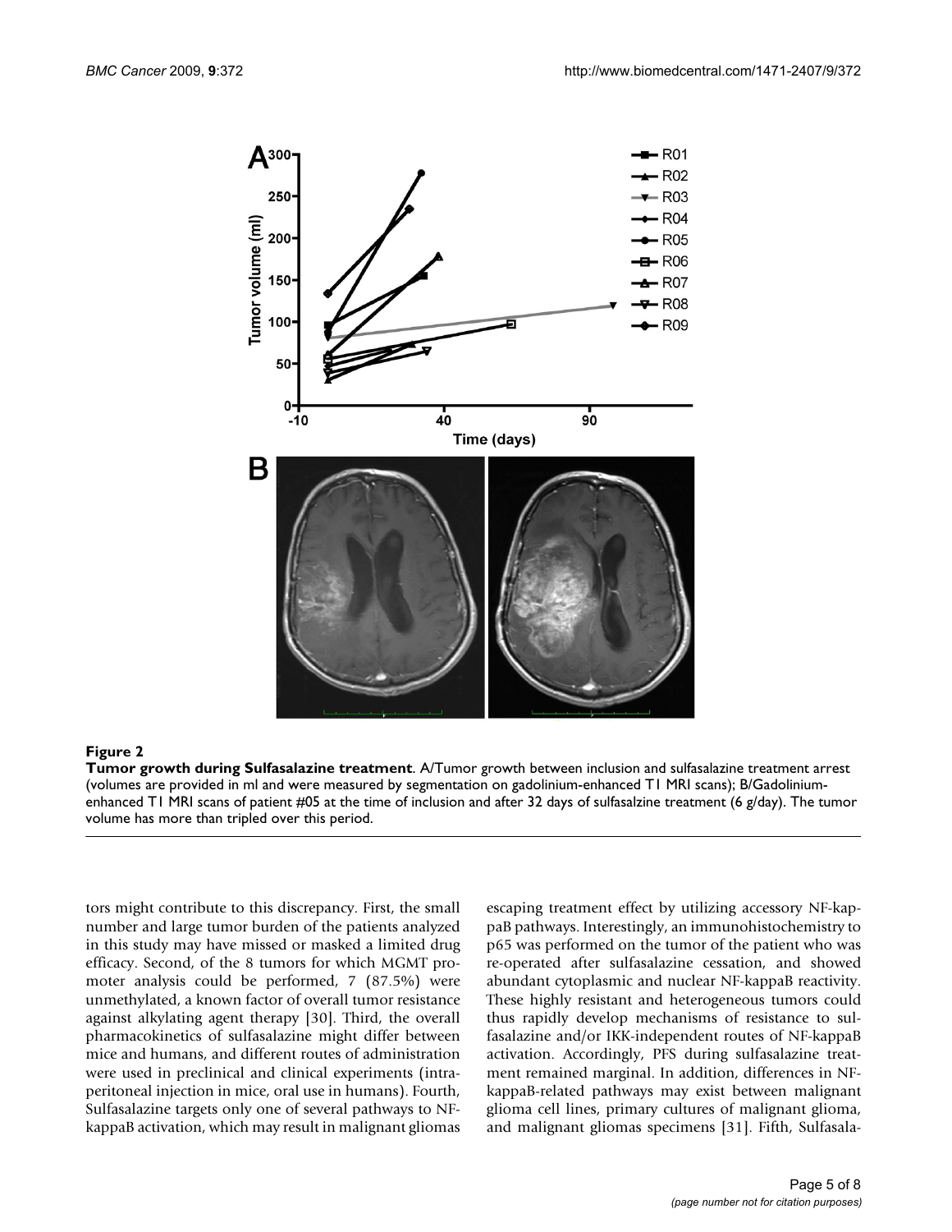**Figure 2**

**Tumor growth during Sulfasalazine treatment**. A/Tumor growth between inclusion and sulfasalazine treatment arrest (volumes are provided in ml and were measured by segmentation on gadolinium-enhanced T1 MRI scans); B/Gadolinium-enhanced T1 MRI scans of patient #05 at the time of inclusion and after 32 days of sulfasalzine treatment (6 g/day). The tumor volume has more than tripled over this period.

tors might contribute to this discrepancy. First, the small number and large tumor burden of the patients analyzed in this study may have missed or masked a limited drug efficacy. Second, of the 8 tumors for which MGMT promoter analysis could be performed, 7 (87.5%) were unmethylated, a known factor of overall tumor resistance against alkylating agent therapy [30]. Third, the overall pharmacokinetics of sulfasalazine might differ between mice and humans, and different routes of administration were used in preclinical and clinical experiments (intraperitoneal injection in mice, oral use in humans). Fourth, Sulfasalazine targets only one of several pathways to NF-kappaB activation, which may result in malignant gliomas escaping treatment effect by utilizing accessory NF-kappaB pathways. Interestingly, an immunohistochemistry to p65 was performed on the tumor of the patient who was re-operated after sulfasalazine cessation, and showed abundant cytoplasmic and nuclear NF-kappaB reactivity. These highly resistant and heterogeneous tumors could thus rapidly develop mechanisms of resistance to sulfasalazine and/or IKK-independent routes of NF-kappaB activation. Accordingly, PFS during sulfasalazine treatment remained marginal. In addition, differences in NF-kappaB-related pathways may exist between malignant glioma cell lines, primary cultures of malignant glioma, and malignant gliomas specimens [31]. Fifth, Sulfasala-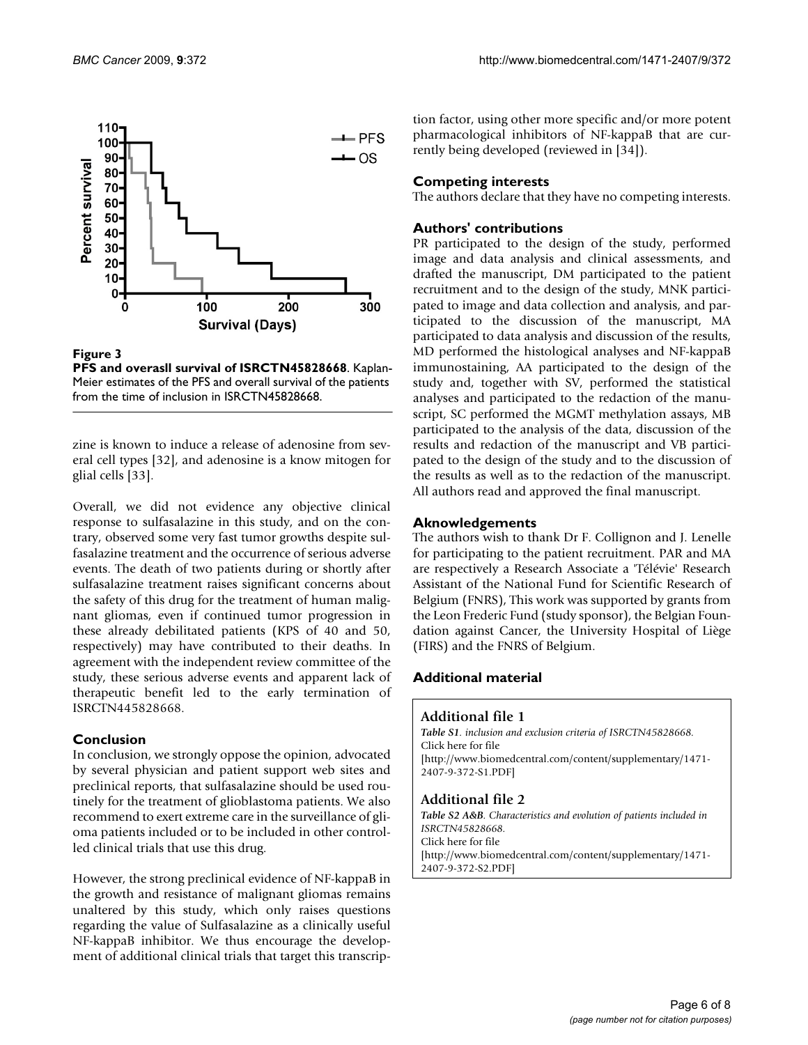110
100
90
80
70
60
50
40
30
20
10
0
Percent survival
0
100
200
300
Survival (Days)
PFS
OS

**Figure 3**

**PFS and overasll survival of ISRCTN45828668**. Kaplan-Meier estimates of the PFS and overall survival of the patients from the time of inclusion in ISRCTN45828668.

zine is known to induce a release of adenosine from several cell types [32], and adenosine is a know mitogen for glial cells [33].

Overall, we did not evidence any objective clinical response to sulfasalazine in this study, and on the contrary, observed some very fast tumor growths despite sulfasalazine treatment and the occurrence of serious adverse events. The death of two patients during or shortly after sulfasalazine treatment raises significant concerns about the safety of this drug for the treatment of human malignant gliomas, even if continued tumor progression in these already debilitated patients (KPS of 40 and 50, respectively) may have contributed to their deaths. In agreement with the independent review committee of the study, these serious adverse events and apparent lack of therapeutic benefit led to the early termination of ISRCTN445828668.

## Conclusion

In conclusion, we strongly oppose the opinion, advocated by several physician and patient support web sites and preclinical reports, that sulfasalazine should be used routinely for the treatment of glioblastoma patients. We also recommend to exert extreme care in the surveillance of glioma patients included or to be included in other controlled clinical trials that use this drug.

However, the strong preclinical evidence of NF-kappaB in the growth and resistance of malignant gliomas remains unaltered by this study, which only raises questions regarding the value of Sulfasalazine as a clinically useful NF-kappaB inhibitor. We thus encourage the development of additional clinical trials that target this transcription factor, using other more specific and/or more potent pharmacological inhibitors of NF-kappaB that are currently being developed (reviewed in [34]).

## Competing interests

The authors declare that they have no competing interests.

## Authors' contributions

PR participated to the design of the study, performed image and data analysis and clinical assessments, and drafted the manuscript, DM participated to the patient recruitment and to the design of the study, MNK participated to image and data collection and analysis, and participated to the discussion of the manuscript, MA participated to data analysis and discussion of the results, MD performed the histological analyses and NF-kappaB immunostaining, AA participated to the design of the study and, together with SV, performed the statistical analyses and participated to the redaction of the manuscript, SC performed the MGMT methylation assays, MB participated to the analysis of the data, discussion of the results and redaction of the manuscript and VB participated to the design of the study and to the discussion of the results as well as to the redaction of the manuscript. All authors read and approved the final manuscript.

## Aknowledgements

The authors wish to thank Dr F. Collignon and J. Lenelle for participating to the patient recruitment. PAR and MA are respectively a Research Associate a 'Télévie' Research Assistant of the National Fund for Scientific Research of Belgium (FNRS), This work was supported by grants from the Leon Frederic Fund (study sponsor), the Belgian Foundation against Cancer, the University Hospital of Liège (FIRS) and the FNRS of Belgium.

## Additional material

### Additional file 1

***Table S1****. inclusion and exclusion criteria of ISRCTN45828668.*
Click here for file
[http://www.biomedcentral.com/content/supplementary/1471-2407-9-372-S1.PDF]

### Additional file 2

***Table S2 A&B****. Characteristics and evolution of patients included in ISRCTN45828668.*
Click here for file
[http://www.biomedcentral.com/content/supplementary/1471-2407-9-372-S2.PDF]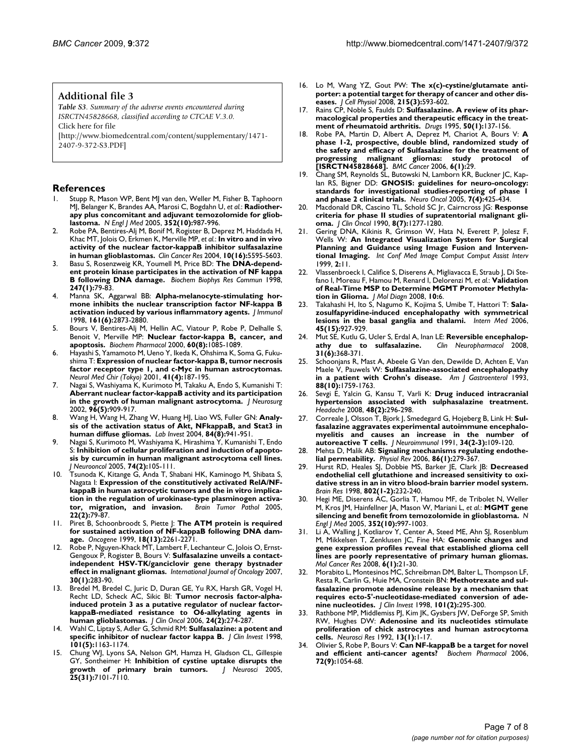### Additional file 3

*Table S3. Summary of the adverse events encountered during ISRCTN45828668, classified according to CTCAE V.3.0.*
Click here for file
[http://www.biomedcentral.com/content/supplementary/1471-2407-9-372-S3.PDF]

## References

1. Stupp R, Mason WP, Bent MJ van den, Weller M, Fisher B, Taphoorn MJ, Belanger K, Brandes AA, Marosi C, Bogdahn U, *et al.*: **Radiotherapy plus concomitant and adjuvant temozolomide for glioblastoma.** *N Engl J Med* 2005, **352(10):**987-996.
2. Robe PA, Bentires-Alj M, Bonif M, Rogister B, Deprez M, Haddada H, Khac MT, Jolois O, Erkmen K, Merville MP, *et al.*: **In vitro and in vivo activity of the nuclear factor-kappaB inhibitor sulfasalazine in human glioblastomas.** *Clin Cancer Res* 2004, **10(16):**5595-5603.
3. Basu S, Rosenzweig KR, Youmell M, Price BD: **The DNA-dependent protein kinase participates in the activation of NF kappa B following DNA damage.** *Biochem Biophys Res Commun* 1998, **247(1):**79-83.
4. Manna SK, Aggarwal BB: **Alpha-melanocyte-stimulating hormone inhibits the nuclear transcription factor NF-kappa B activation induced by various inflammatory agents.** *J Immunol* 1998, **161(6):**2873-2880.
5. Bours V, Bentires-Alj M, Hellin AC, Viatour P, Robe P, Delhalle S, Benoit V, Merville MP: **Nuclear factor-kappa B, cancer, and apoptosis.** *Biochem Pharmacol* 2000, **60(8):**1085-1089.
6. Hayashi S, Yamamoto M, Ueno Y, Ikeda K, Ohshima K, Soma G, Fukushima T: **Expression of nuclear factor-kappa B, tumor necrosis factor receptor type 1, and c-Myc in human astrocytomas.** *Neurol Med Chir (Tokyo)* 2001, **41(4):**187-195.
7. Nagai S, Washiyama K, Kurimoto M, Takaku A, Endo S, Kumanishi T: **Aberrant nuclear factor-kappaB activity and its participation in the growth of human malignant astrocytoma.** *J Neurosurg* 2002, **96(5):**909-917.
8. Wang H, Wang H, Zhang W, Huang HJ, Liao WS, Fuller GN: **Analysis of the activation status of Akt, NFkappaB, and Stat3 in human diffuse gliomas.** *Lab Invest* 2004, **84(8):**941-951.
9. Nagai S, Kurimoto M, Washiyama K, Hirashima Y, Kumanishi T, Endo S: **Inhibition of cellular proliferation and induction of apoptosis by curcumin in human malignant astrocytoma cell lines.** *J Neurooncol* 2005, **74(2):**105-111.
10. Tsunoda K, Kitange G, Anda T, Shabani HK, Kaminogo M, Shibata S, Nagata I: **Expression of the constitutively activated RelA/NF-kappaB in human astrocytic tumors and the in vitro implication in the regulation of urokinase-type plasminogen activator, migration, and invasion.** *Brain Tumor Pathol* 2005, **22(2):**79-87.
11. Piret B, Schoonbroodt S, Piette J: **The ATM protein is required for sustained activation of NF-kappaB following DNA damage.** *Oncogene* 1999, **18(13):**2261-2271.
12. Robe P, Nguyen-Khack MT, Lambert F, Lechanteur C, Jolois O, Ernst-Gengoux P, Rogister B, Bours V: **Sulfasalazine unveils a contact-independent HSV-TK/ganciclovir gene therapy bystnader effect in malignant gliomas.** *International Journal of Oncology* 2007, **30(1):**283-90.
13. Bredel M, Bredel C, Juric D, Duran GE, Yu RX, Harsh GR, Vogel H, Recht LD, Scheck AC, Sikic BI: **Tumor necrosis factor-alpha-induced protein 3 as a putative regulator of nuclear factor-kappaB-mediated resistance to O6-alkylating agents in human glioblastomas.** *J Clin Oncol* 2006, **24(2):**274-287.
14. Wahl C, Liptay S, Adler G, Schmid RM: **Sulfasalazine: a potent and specific inhibitor of nuclear factor kappa B.** *J Clin Invest* 1998, **101(5):**1163-1174.
15. Chung WJ, Lyons SA, Nelson GM, Hamza H, Gladson CL, Gillespie GY, Sontheimer H: **Inhibition of cystine uptake disrupts the growth of primary brain tumors.** *J Neurosci* 2005, **25(31):**7101-7110.
16. Lo M, Wang YZ, Gout PW: **The x(c)-cystine/glutamate antiporter: a potential target for therapy of cancer and other diseases.** *J Cell Physiol* 2008, **215(3):**593-602.
17. Rains CP, Noble S, Faulds D: **Sulfasalazine. A review of its pharmacological properties and therapeutic efficacy in the treatment of rheumatoid arthritis.** *Drugs* 1995, **50(1):**137-156.
18. Robe PA, Martin D, Albert A, Deprez M, Chariot A, Bours V: **A phase 1-2, prospective, double blind, randomized study of the safety and efficacy of Sulfasalazine for the treatment of progressing malignant gliomas: study protocol of [ISRCTN45828668].** *BMC Cancer* 2006, **6(1):**29.
19. Chang SM, Reynolds SL, Butowski N, Lamborn KR, Buckner JC, Kaplan RS, Bigner DD: **GNOSIS: guidelines for neuro-oncology: standards for investigational studies-reporting of phase 1 and phase 2 clinical trials.** *Neuro Oncol* 2005, **7(4):**425-434.
20. Macdonald DR, Cascino TL, Schold SC Jr, Cairncross JG: **Response criteria for phase II studies of supratentorial malignant glioma.** *J Clin Oncol* 1990, **8(7):**1277-1280.
21. Gering DNA, Kikinis R, Grimson W, Hata N, Everett P, Jolesz F, Wells W: **An Integrated Visualization System for Surgical Planning and Guidance using Image Fusion and Interventional Imaging.** *Int Conf Med Image Comput Comput Assist Interv* 1999, **2:**11.
22. Vlassenbroeck I, Califice S, Diserens A, Migliavacca E, Straub J, Di Stefano I, Moreau F, Hamou M, Renard I, Delorenzi M, *et al.*: **Validation of Real-Time MSP to Determine MGMT Promoter Methylation in Glioma.** *J Mol Diagn* 2008, **10:**6.
23. Takahashi H, Ito S, Nagumo K, Kojima S, Umibe T, Hattori T: **Salazosulfapyridine-induced encephalopathy with symmetrical lesions in the basal ganglia and thalami.** *Intern Med* 2006, **45(15):**927-929.
24. Mut SE, Kutlu G, Ucler S, Erdal A, Inan LE: **Reversible encephalopathy due to sulfasalazine.** *Clin Neuropharmacol* 2008, **31(6):**368-371.
25. Schoonjans R, Mast A, Abeele G Van den, Dewilde D, Achten E, Van Maele V, Pauwels W: **Sulfasalazine-associated encephalopathy in a patient with Crohn's disease.** *Am J Gastroenterol* 1993, **88(10):**1759-1763.
26. Sevgi E, Yalcin G, Kansu T, Varli K: **Drug induced intracranial hypertension associated with sulphasalazine treatment.** *Headache* 2008, **48(2):**296-298.
27. Correale J, Olsson T, Bjork J, Smedegard G, Hojeberg B, Link H: **Sulfasalazine aggravates experimental autoimmune encephalomyelitis and causes an increase in the number of autoreactive T cells.** *J Neuroimmunol* 1991, **34(2-3):**109-120.
28. Mehta D, Malik AB: **Signaling mechanisms regulating endothelial permeability.** *Physiol Rev* 2006, **86(1):**279-367.
29. Hurst RD, Heales SJ, Dobbie MS, Barker JE, Clark JB: **Decreased endothelial cell glutathione and increased sensitivity to oxidative stress in an in vitro blood-brain barrier model system.** *Brain Res* 1998, **802(1-2):**232-240.
30. Hegi ME, Diserens AC, Gorlia T, Hamou MF, de Tribolet N, Weller M, Kros JM, Hainfellner JA, Mason W, Mariani L, *et al.*: **MGMT gene silencing and benefit from temozolomide in glioblastoma.** *N Engl J Med* 2005, **352(10):**997-1003.
31. Li A, Walling J, Kotliarov Y, Center A, Steed ME, Ahn SJ, Rosenblum M, Mikkelsen T, Zenklusen JC, Fine HA: **Genomic changes and gene expression profiles reveal that established glioma cell lines are poorly representative of primary human gliomas.** *Mol Cancer Res* 2008, **6(1):**21-30.
32. Morabito L, Montesinos MC, Schreibman DM, Balter L, Thompson LF, Resta R, Carlin G, Huie MA, Cronstein BN: **Methotrexate and sulfasalazine promote adenosine release by a mechanism that requires ecto-5'-nucleotidase-mediated conversion of adenine nucleotides.** *J Clin Invest* 1998, **101(2):**295-300.
33. Rathbone MP, Middlemiss PJ, Kim JK, Gysbers JW, DeForge SP, Smith RW, Hughes DW: **Adenosine and its nucleotides stimulate proliferation of chick astrocytes and human astrocytoma cells.** *Neurosci Res* 1992, **13(1):**1-17.
34. Olivier S, Robe P, Bours V: **Can NF-kappaB be a target for novel and efficient anti-cancer agents?** *Biochem Pharmacol* 2006, **72(9):**1054-68.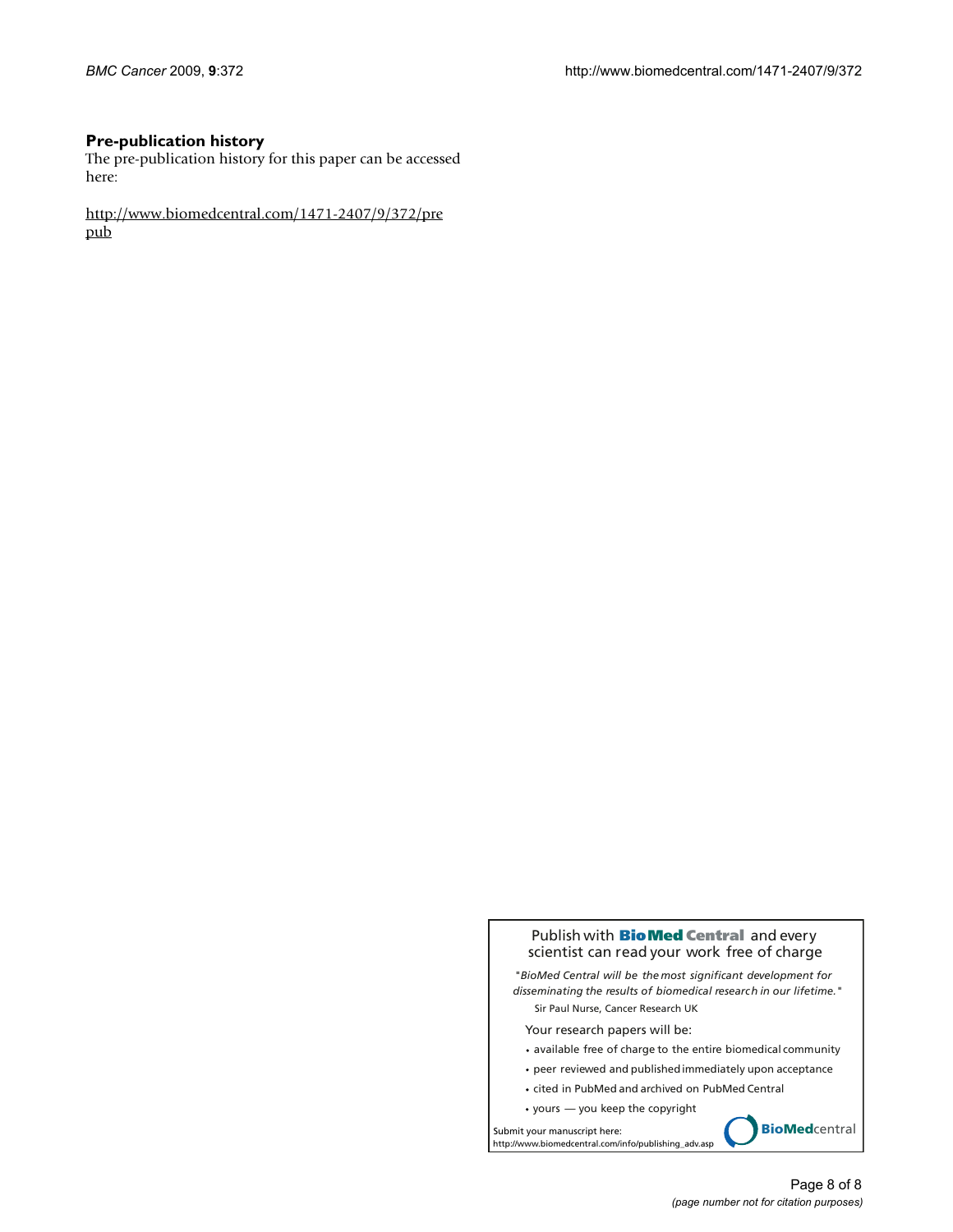### Pre-publication history

The pre-publication history for this paper can be accessed here:

http://www.biomedcentral.com/1471-2407/9/372/prepub

Publish with **BioMed Central** and every scientist can read your work free of charge

*"BioMed Central will be the most significant development for disseminating the results of biomedical research in our lifetime."*

Sir Paul Nurse, Cancer Research UK

Your research papers will be:

- available free of charge to the entire biomedical community
- peer reviewed and published immediately upon acceptance
- cited in PubMed and archived on PubMed Central
- yours — you keep the copyright

Submit your manuscript here:
http://www.biomedcentral.com/info/publishing_adv.asp

**BioMed**central